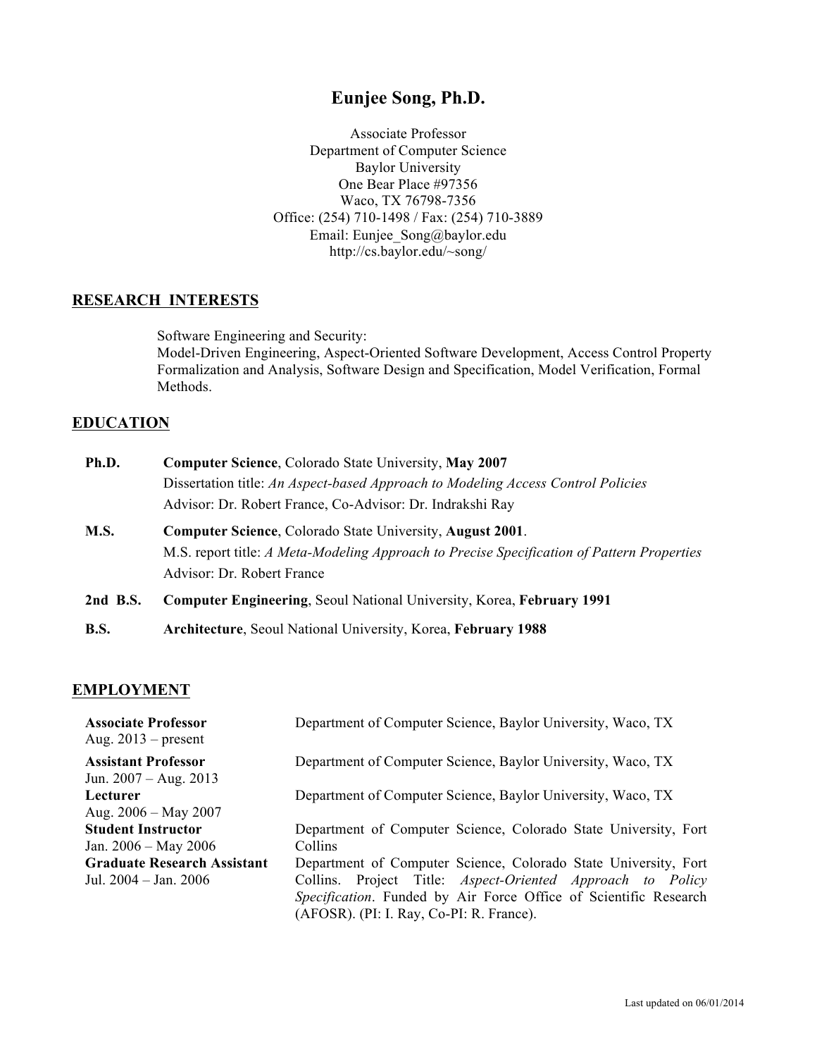# Eunjee Song, Ph.D.

Associate Professor
Department of Computer Science
Baylor University
One Bear Place #97356
Waco, TX 76798-7356
Office: (254) 710-1498 / Fax: (254) 710-3889
Email: Eunjee_Song@baylor.edu
http://cs.baylor.edu/~song/

## RESEARCH INTERESTS

Software Engineering and Security:
Model-Driven Engineering, Aspect-Oriented Software Development, Access Control Property Formalization and Analysis, Software Design and Specification, Model Verification, Formal Methods.

## EDUCATION

**Ph.D.** **Computer Science**, Colorado State University, **May 2007**
Dissertation title: *An Aspect-based Approach to Modeling Access Control Policies*
Advisor: Dr. Robert France, Co-Advisor: Dr. Indrakshi Ray

**M.S.** **Computer Science**, Colorado State University, **August 2001**.
M.S. report title: *A Meta-Modeling Approach to Precise Specification of Pattern Properties*
Advisor: Dr. Robert France

**2nd B.S.** **Computer Engineering**, Seoul National University, Korea, **February 1991**

**B.S.** **Architecture**, Seoul National University, Korea, **February 1988**

## EMPLOYMENT

**Associate Professor**
Aug. 2013 – present
Department of Computer Science, Baylor University, Waco, TX

**Assistant Professor**
Jun. 2007 – Aug. 2013
Department of Computer Science, Baylor University, Waco, TX

**Lecturer**
Aug. 2006 – May 2007
Department of Computer Science, Baylor University, Waco, TX

**Student Instructor**
Jan. 2006 – May 2006
Department of Computer Science, Colorado State University, Fort Collins

**Graduate Research Assistant**
Jul. 2004 – Jan. 2006
Department of Computer Science, Colorado State University, Fort Collins. Project Title: *Aspect-Oriented Approach to Policy Specification*. Funded by Air Force Office of Scientific Research (AFOSR). (PI: I. Ray, Co-PI: R. France).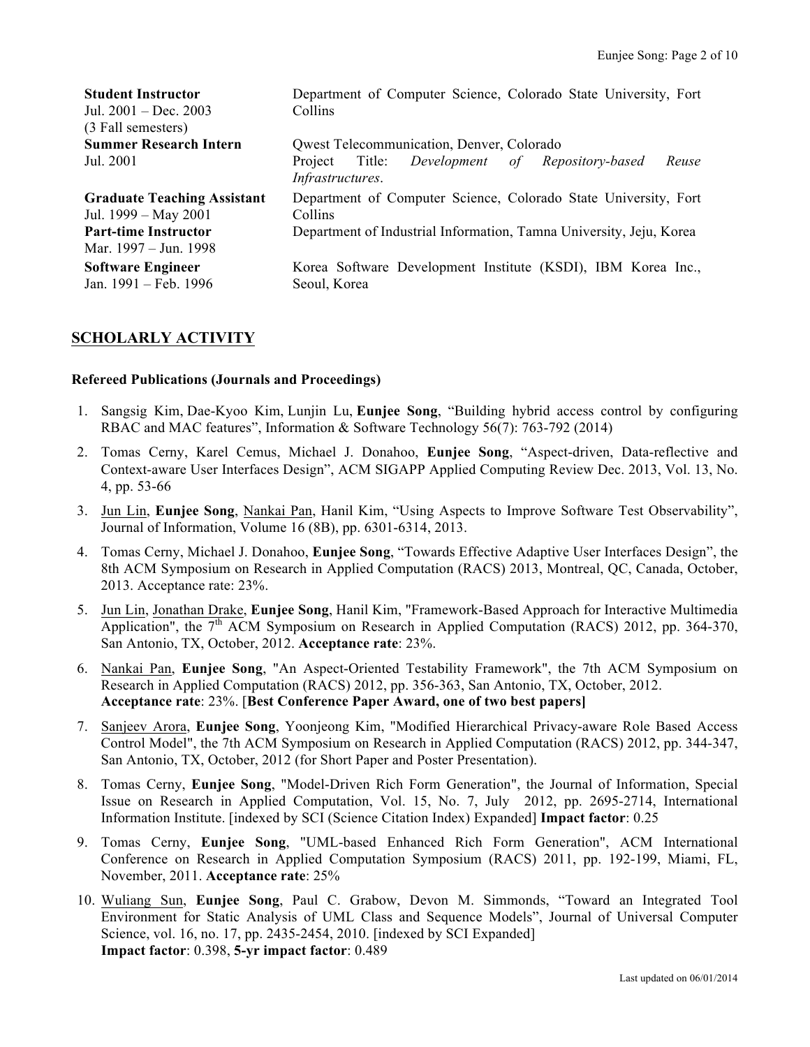**Student Instructor**
Jul. 2001 – Dec. 2003
(3 Fall semesters)
Department of Computer Science, Colorado State University, Fort Collins

**Summer Research Intern**
Jul. 2001
Qwest Telecommunication, Denver, Colorado
Project Title: *Development of Repository-based Reuse Infrastructures*.

**Graduate Teaching Assistant**
Jul. 1999 – May 2001
Department of Computer Science, Colorado State University, Fort Collins

**Part-time Instructor**
Mar. 1997 – Jun. 1998
Department of Industrial Information, Tamna University, Jeju, Korea

**Software Engineer**
Jan. 1991 – Feb. 1996
Korea Software Development Institute (KSDI), IBM Korea Inc., Seoul, Korea

## SCHOLARLY ACTIVITY

### Refereed Publications (Journals and Proceedings)

1. Sangsig Kim, Dae-Kyoo Kim, Lunjin Lu, **Eunjee Song**, "Building hybrid access control by configuring RBAC and MAC features", Information & Software Technology 56(7): 763-792 (2014)
2. Tomas Cerny, Karel Cemus, Michael J. Donahoo, **Eunjee Song**, "Aspect-driven, Data-reflective and Context-aware User Interfaces Design", ACM SIGAPP Applied Computing Review Dec. 2013, Vol. 13, No. 4, pp. 53-66
3. Jun Lin, **Eunjee Song**, Nankai Pan, Hanil Kim, "Using Aspects to Improve Software Test Observability", Journal of Information, Volume 16 (8B), pp. 6301-6314, 2013.
4. Tomas Cerny, Michael J. Donahoo, **Eunjee Song**, "Towards Effective Adaptive User Interfaces Design", the 8th ACM Symposium on Research in Applied Computation (RACS) 2013, Montreal, QC, Canada, October, 2013. Acceptance rate: 23%.
5. Jun Lin, Jonathan Drake, **Eunjee Song**, Hanil Kim, "Framework-Based Approach for Interactive Multimedia Application", the 7th ACM Symposium on Research in Applied Computation (RACS) 2012, pp. 364-370, San Antonio, TX, October, 2012. **Acceptance rate**: 23%.
6. Nankai Pan, **Eunjee Song**, "An Aspect-Oriented Testability Framework", the 7th ACM Symposium on Research in Applied Computation (RACS) 2012, pp. 356-363, San Antonio, TX, October, 2012. **Acceptance rate**: 23%. [**Best Conference Paper Award, one of two best papers]**
7. Sanjeev Arora, **Eunjee Song**, Yoonjeong Kim, "Modified Hierarchical Privacy-aware Role Based Access Control Model", the 7th ACM Symposium on Research in Applied Computation (RACS) 2012, pp. 344-347, San Antonio, TX, October, 2012 (for Short Paper and Poster Presentation).
8. Tomas Cerny, **Eunjee Song**, "Model-Driven Rich Form Generation", the Journal of Information, Special Issue on Research in Applied Computation, Vol. 15, No. 7, July 2012, pp. 2695-2714, International Information Institute. [indexed by SCI (Science Citation Index) Expanded] **Impact factor**: 0.25
9. Tomas Cerny, **Eunjee Song**, "UML-based Enhanced Rich Form Generation", ACM International Conference on Research in Applied Computation Symposium (RACS) 2011, pp. 192-199, Miami, FL, November, 2011. **Acceptance rate**: 25%
10. Wuliang Sun, **Eunjee Song**, Paul C. Grabow, Devon M. Simmonds, "Toward an Integrated Tool Environment for Static Analysis of UML Class and Sequence Models", Journal of Universal Computer Science, vol. 16, no. 17, pp. 2435-2454, 2010. [indexed by SCI Expanded]
    **Impact factor**: 0.398, **5-yr impact factor**: 0.489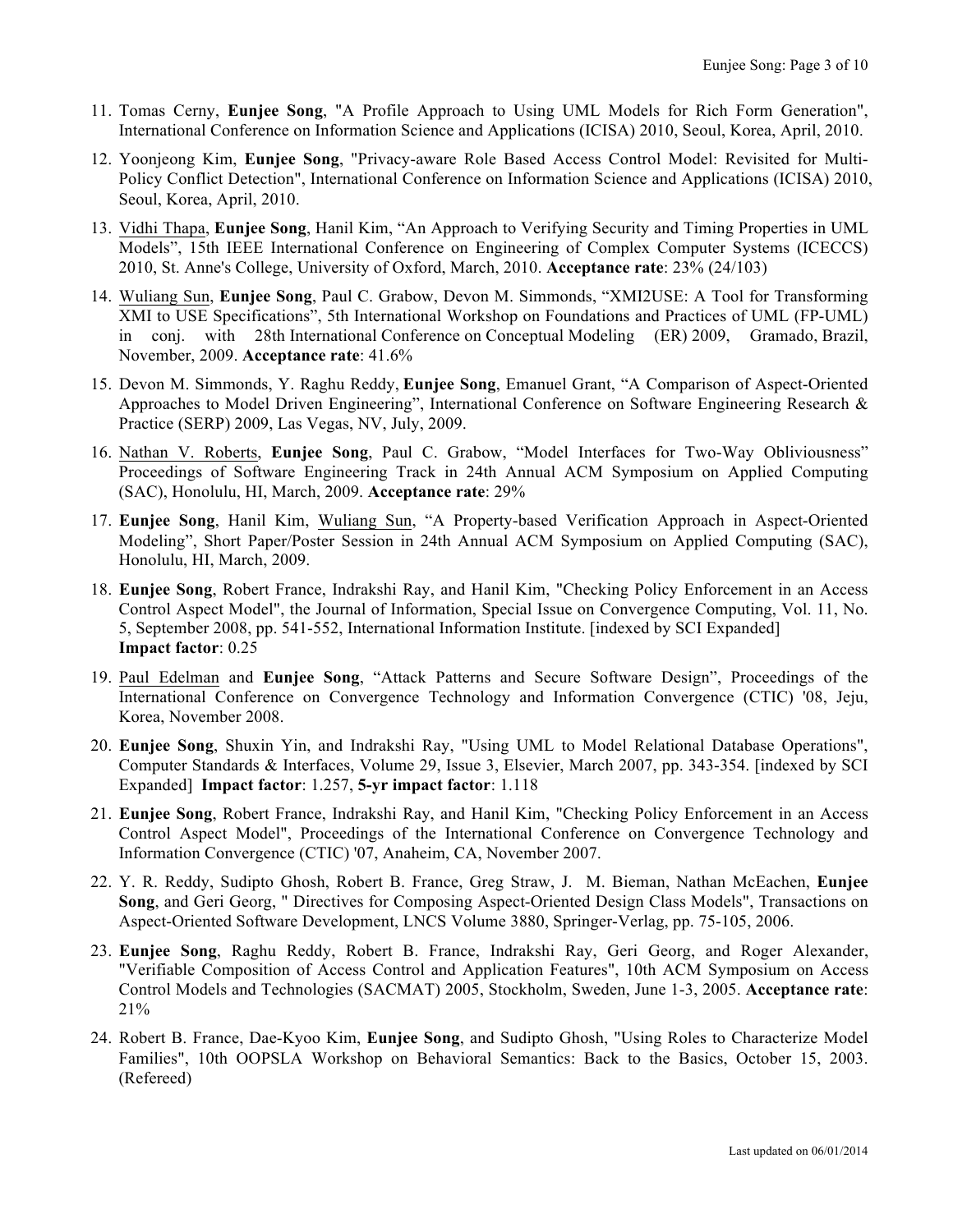11. Tomas Cerny, **Eunjee Song**, "A Profile Approach to Using UML Models for Rich Form Generation", International Conference on Information Science and Applications (ICISA) 2010, Seoul, Korea, April, 2010.

12. Yoonjeong Kim, **Eunjee Song**, "Privacy-aware Role Based Access Control Model: Revisited for Multi-Policy Conflict Detection", International Conference on Information Science and Applications (ICISA) 2010, Seoul, Korea, April, 2010.

13. Vidhi Thapa, **Eunjee Song**, Hanil Kim, "An Approach to Verifying Security and Timing Properties in UML Models", 15th IEEE International Conference on Engineering of Complex Computer Systems (ICECCS) 2010, St. Anne's College, University of Oxford, March, 2010. **Acceptance rate**: 23% (24/103)

14. Wuliang Sun, **Eunjee Song**, Paul C. Grabow, Devon M. Simmonds, "XMI2USE: A Tool for Transforming XMI to USE Specifications", 5th International Workshop on Foundations and Practices of UML (FP-UML) in conj. with 28th International Conference on Conceptual Modeling (ER) 2009, Gramado, Brazil, November, 2009. **Acceptance rate**: 41.6%

15. Devon M. Simmonds, Y. Raghu Reddy, **Eunjee Song**, Emanuel Grant, "A Comparison of Aspect-Oriented Approaches to Model Driven Engineering", International Conference on Software Engineering Research & Practice (SERP) 2009, Las Vegas, NV, July, 2009.

16. Nathan V. Roberts, **Eunjee Song**, Paul C. Grabow, "Model Interfaces for Two-Way Obliviousness" Proceedings of Software Engineering Track in 24th Annual ACM Symposium on Applied Computing (SAC), Honolulu, HI, March, 2009. **Acceptance rate**: 29%

17. **Eunjee Song**, Hanil Kim, Wuliang Sun, "A Property-based Verification Approach in Aspect-Oriented Modeling", Short Paper/Poster Session in 24th Annual ACM Symposium on Applied Computing (SAC), Honolulu, HI, March, 2009.

18. **Eunjee Song**, Robert France, Indrakshi Ray, and Hanil Kim, "Checking Policy Enforcement in an Access Control Aspect Model", the Journal of Information, Special Issue on Convergence Computing, Vol. 11, No. 5, September 2008, pp. 541-552, International Information Institute. [indexed by SCI Expanded]
    **Impact factor**: 0.25

19. Paul Edelman and **Eunjee Song**, "Attack Patterns and Secure Software Design", Proceedings of the International Conference on Convergence Technology and Information Convergence (CTIC) '08, Jeju, Korea, November 2008.

20. **Eunjee Song**, Shuxin Yin, and Indrakshi Ray, "Using UML to Model Relational Database Operations", Computer Standards & Interfaces, Volume 29, Issue 3, Elsevier, March 2007, pp. 343-354. [indexed by SCI Expanded] **Impact factor**: 1.257, **5-yr impact factor**: 1.118

21. **Eunjee Song**, Robert France, Indrakshi Ray, and Hanil Kim, "Checking Policy Enforcement in an Access Control Aspect Model", Proceedings of the International Conference on Convergence Technology and Information Convergence (CTIC) '07, Anaheim, CA, November 2007.

22. Y. R. Reddy, Sudipto Ghosh, Robert B. France, Greg Straw, J. M. Bieman, Nathan McEachen, **Eunjee Song**, and Geri Georg, " Directives for Composing Aspect-Oriented Design Class Models", Transactions on Aspect-Oriented Software Development, LNCS Volume 3880, Springer-Verlag, pp. 75-105, 2006.

23. **Eunjee Song**, Raghu Reddy, Robert B. France, Indrakshi Ray, Geri Georg, and Roger Alexander, "Verifiable Composition of Access Control and Application Features", 10th ACM Symposium on Access Control Models and Technologies (SACMAT) 2005, Stockholm, Sweden, June 1-3, 2005. **Acceptance rate**: 21%

24. Robert B. France, Dae-Kyoo Kim, **Eunjee Song**, and Sudipto Ghosh, "Using Roles to Characterize Model Families", 10th OOPSLA Workshop on Behavioral Semantics: Back to the Basics, October 15, 2003. (Refereed)

Last updated on 06/01/2014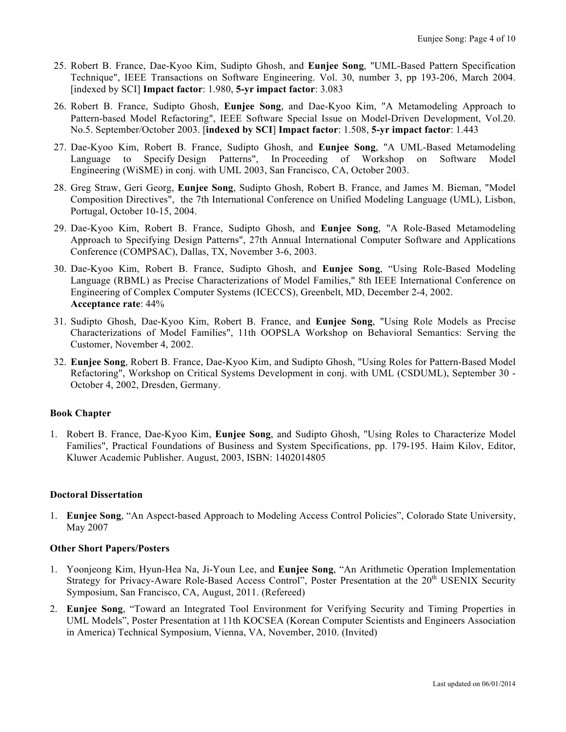25. Robert B. France, Dae-Kyoo Kim, Sudipto Ghosh, and **Eunjee Song**, "UML-Based Pattern Specification Technique", IEEE Transactions on Software Engineering. Vol. 30, number 3, pp 193-206, March 2004. [indexed by SCI] **Impact factor**: 1.980, **5-yr impact factor**: 3.083
26. Robert B. France, Sudipto Ghosh, **Eunjee Song**, and Dae-Kyoo Kim, "A Metamodeling Approach to Pattern-based Model Refactoring", IEEE Software Special Issue on Model-Driven Development, Vol.20. No.5. September/October 2003. [**indexed by SCI**] **Impact factor**: 1.508, **5-yr impact factor**: 1.443
27. Dae-Kyoo Kim, Robert B. France, Sudipto Ghosh, and **Eunjee Song**, "A UML-Based Metamodeling Language to Specify Design Patterns", In Proceeding of Workshop on Software Model Engineering (WiSME) in conj. with UML 2003, San Francisco, CA, October 2003.
28. Greg Straw, Geri Georg, **Eunjee Song**, Sudipto Ghosh, Robert B. France, and James M. Bieman, "Model Composition Directives", the 7th International Conference on Unified Modeling Language (UML), Lisbon, Portugal, October 10-15, 2004.
29. Dae-Kyoo Kim, Robert B. France, Sudipto Ghosh, and **Eunjee Song**, "A Role-Based Metamodeling Approach to Specifying Design Patterns", 27th Annual International Computer Software and Applications Conference (COMPSAC), Dallas, TX, November 3-6, 2003.
30. Dae-Kyoo Kim, Robert B. France, Sudipto Ghosh, and **Eunjee Song**, "Using Role-Based Modeling Language (RBML) as Precise Characterizations of Model Families," 8th IEEE International Conference on Engineering of Complex Computer Systems (ICECCS), Greenbelt, MD, December 2-4, 2002.
    **Acceptance rate**: 44%
31. Sudipto Ghosh, Dae-Kyoo Kim, Robert B. France, and **Eunjee Song**, "Using Role Models as Precise Characterizations of Model Families", 11th OOPSLA Workshop on Behavioral Semantics: Serving the Customer, November 4, 2002.
32. **Eunjee Song**, Robert B. France, Dae-Kyoo Kim, and Sudipto Ghosh, "Using Roles for Pattern-Based Model Refactoring", Workshop on Critical Systems Development in conj. with UML (CSDUML), September 30 - October 4, 2002, Dresden, Germany.

### Book Chapter

1. Robert B. France, Dae-Kyoo Kim, **Eunjee Song**, and Sudipto Ghosh, "Using Roles to Characterize Model Families", Practical Foundations of Business and System Specifications, pp. 179-195. Haim Kilov, Editor, Kluwer Academic Publisher. August, 2003, ISBN: 1402014805

### Doctoral Dissertation

1. **Eunjee Song**, "An Aspect-based Approach to Modeling Access Control Policies", Colorado State University, May 2007

### Other Short Papers/Posters

1. Yoonjeong Kim, Hyun-Hea Na, Ji-Youn Lee, and **Eunjee Song**, "An Arithmetic Operation Implementation Strategy for Privacy-Aware Role-Based Access Control", Poster Presentation at the 20th USENIX Security Symposium, San Francisco, CA, August, 2011. (Refereed)
2. **Eunjee Song**, "Toward an Integrated Tool Environment for Verifying Security and Timing Properties in UML Models", Poster Presentation at 11th KOCSEA (Korean Computer Scientists and Engineers Association in America) Technical Symposium, Vienna, VA, November, 2010. (Invited)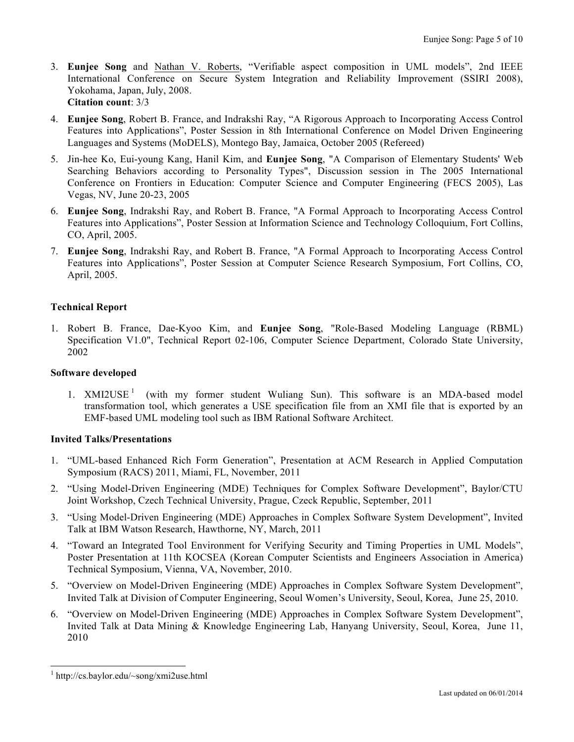3. **Eunjee Song** and Nathan V. Roberts, "Verifiable aspect composition in UML models", 2nd IEEE International Conference on Secure System Integration and Reliability Improvement (SSIRI 2008), Yokohama, Japan, July, 2008.
   **Citation count**: 3/3
4. **Eunjee Song**, Robert B. France, and Indrakshi Ray, "A Rigorous Approach to Incorporating Access Control Features into Applications", Poster Session in 8th International Conference on Model Driven Engineering Languages and Systems (MoDELS), Montego Bay, Jamaica, October 2005 (Refereed)
5. Jin-hee Ko, Eui-young Kang, Hanil Kim, and **Eunjee Song**, "A Comparison of Elementary Students' Web Searching Behaviors according to Personality Types", Discussion session in The 2005 International Conference on Frontiers in Education: Computer Science and Computer Engineering (FECS 2005), Las Vegas, NV, June 20-23, 2005
6. **Eunjee Song**, Indrakshi Ray, and Robert B. France, "A Formal Approach to Incorporating Access Control Features into Applications", Poster Session at Information Science and Technology Colloquium, Fort Collins, CO, April, 2005.
7. **Eunjee Song**, Indrakshi Ray, and Robert B. France, "A Formal Approach to Incorporating Access Control Features into Applications", Poster Session at Computer Science Research Symposium, Fort Collins, CO, April, 2005.

**Technical Report**

1. Robert B. France, Dae-Kyoo Kim, and **Eunjee Song**, "Role-Based Modeling Language (RBML) Specification V1.0", Technical Report 02-106, Computer Science Department, Colorado State University, 2002

**Software developed**

1. XMI2USE [1] (with my former student Wuliang Sun). This software is an MDA-based model transformation tool, which generates a USE specification file from an XMI file that is exported by an EMF-based UML modeling tool such as IBM Rational Software Architect.

**Invited Talks/Presentations**

1. "UML-based Enhanced Rich Form Generation", Presentation at ACM Research in Applied Computation Symposium (RACS) 2011, Miami, FL, November, 2011
2. "Using Model-Driven Engineering (MDE) Techniques for Complex Software Development", Baylor/CTU Joint Workshop, Czech Technical University, Prague, Czeck Republic, September, 2011
3. "Using Model-Driven Engineering (MDE) Approaches in Complex Software System Development", Invited Talk at IBM Watson Research, Hawthorne, NY, March, 2011
4. "Toward an Integrated Tool Environment for Verifying Security and Timing Properties in UML Models", Poster Presentation at 11th KOCSEA (Korean Computer Scientists and Engineers Association in America) Technical Symposium, Vienna, VA, November, 2010.
5. "Overview on Model-Driven Engineering (MDE) Approaches in Complex Software System Development", Invited Talk at Division of Computer Engineering, Seoul Women's University, Seoul, Korea, June 25, 2010.
6. "Overview on Model-Driven Engineering (MDE) Approaches in Complex Software System Development", Invited Talk at Data Mining & Knowledge Engineering Lab, Hanyang University, Seoul, Korea, June 11, 2010

[1] http://cs.baylor.edu/~song/xmi2use.html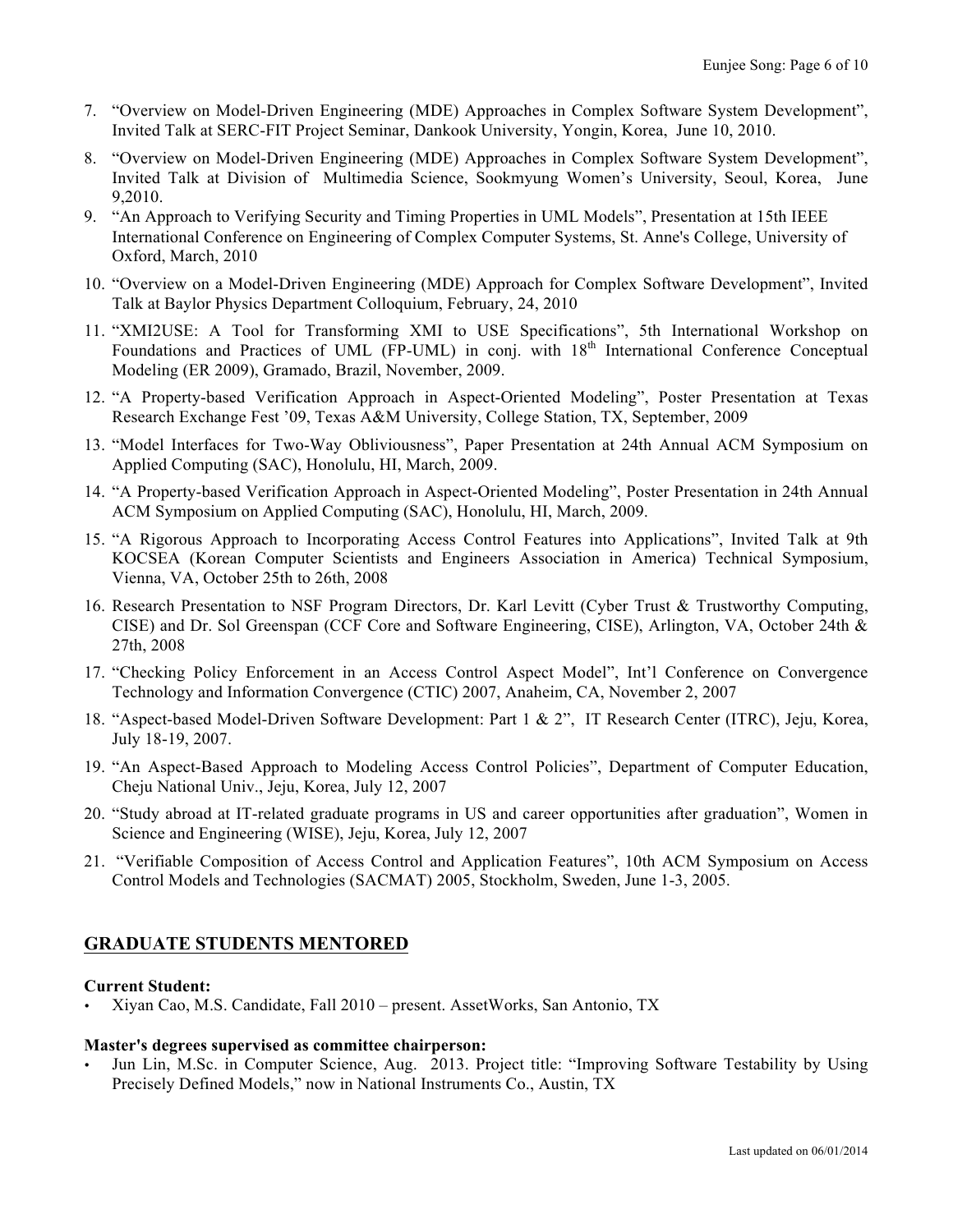7. "Overview on Model-Driven Engineering (MDE) Approaches in Complex Software System Development", Invited Talk at SERC-FIT Project Seminar, Dankook University, Yongin, Korea, June 10, 2010.
8. "Overview on Model-Driven Engineering (MDE) Approaches in Complex Software System Development", Invited Talk at Division of Multimedia Science, Sookmyung Women's University, Seoul, Korea, June 9,2010.
9. "An Approach to Verifying Security and Timing Properties in UML Models", Presentation at 15th IEEE International Conference on Engineering of Complex Computer Systems, St. Anne's College, University of Oxford, March, 2010
10. "Overview on a Model-Driven Engineering (MDE) Approach for Complex Software Development", Invited Talk at Baylor Physics Department Colloquium, February, 24, 2010
11. "XMI2USE: A Tool for Transforming XMI to USE Specifications", 5th International Workshop on Foundations and Practices of UML (FP-UML) in conj. with 18th International Conference Conceptual Modeling (ER 2009), Gramado, Brazil, November, 2009.
12. "A Property-based Verification Approach in Aspect-Oriented Modeling", Poster Presentation at Texas Research Exchange Fest '09, Texas A&M University, College Station, TX, September, 2009
13. "Model Interfaces for Two-Way Obliviousness", Paper Presentation at 24th Annual ACM Symposium on Applied Computing (SAC), Honolulu, HI, March, 2009.
14. "A Property-based Verification Approach in Aspect-Oriented Modeling", Poster Presentation in 24th Annual ACM Symposium on Applied Computing (SAC), Honolulu, HI, March, 2009.
15. "A Rigorous Approach to Incorporating Access Control Features into Applications", Invited Talk at 9th KOCSEA (Korean Computer Scientists and Engineers Association in America) Technical Symposium, Vienna, VA, October 25th to 26th, 2008
16. Research Presentation to NSF Program Directors, Dr. Karl Levitt (Cyber Trust & Trustworthy Computing, CISE) and Dr. Sol Greenspan (CCF Core and Software Engineering, CISE), Arlington, VA, October 24th & 27th, 2008
17. "Checking Policy Enforcement in an Access Control Aspect Model", Int'l Conference on Convergence Technology and Information Convergence (CTIC) 2007, Anaheim, CA, November 2, 2007
18. "Aspect-based Model-Driven Software Development: Part 1 & 2", IT Research Center (ITRC), Jeju, Korea, July 18-19, 2007.
19. "An Aspect-Based Approach to Modeling Access Control Policies", Department of Computer Education, Cheju National Univ., Jeju, Korea, July 12, 2007
20. "Study abroad at IT-related graduate programs in US and career opportunities after graduation", Women in Science and Engineering (WISE), Jeju, Korea, July 12, 2007
21. "Verifiable Composition of Access Control and Application Features", 10th ACM Symposium on Access Control Models and Technologies (SACMAT) 2005, Stockholm, Sweden, June 1-3, 2005.

## GRADUATE STUDENTS MENTORED

**Current Student:**

- Xiyan Cao, M.S. Candidate, Fall 2010 – present. AssetWorks, San Antonio, TX

**Master's degrees supervised as committee chairperson:**

- Jun Lin, M.Sc. in Computer Science, Aug. 2013. Project title: "Improving Software Testability by Using Precisely Defined Models," now in National Instruments Co., Austin, TX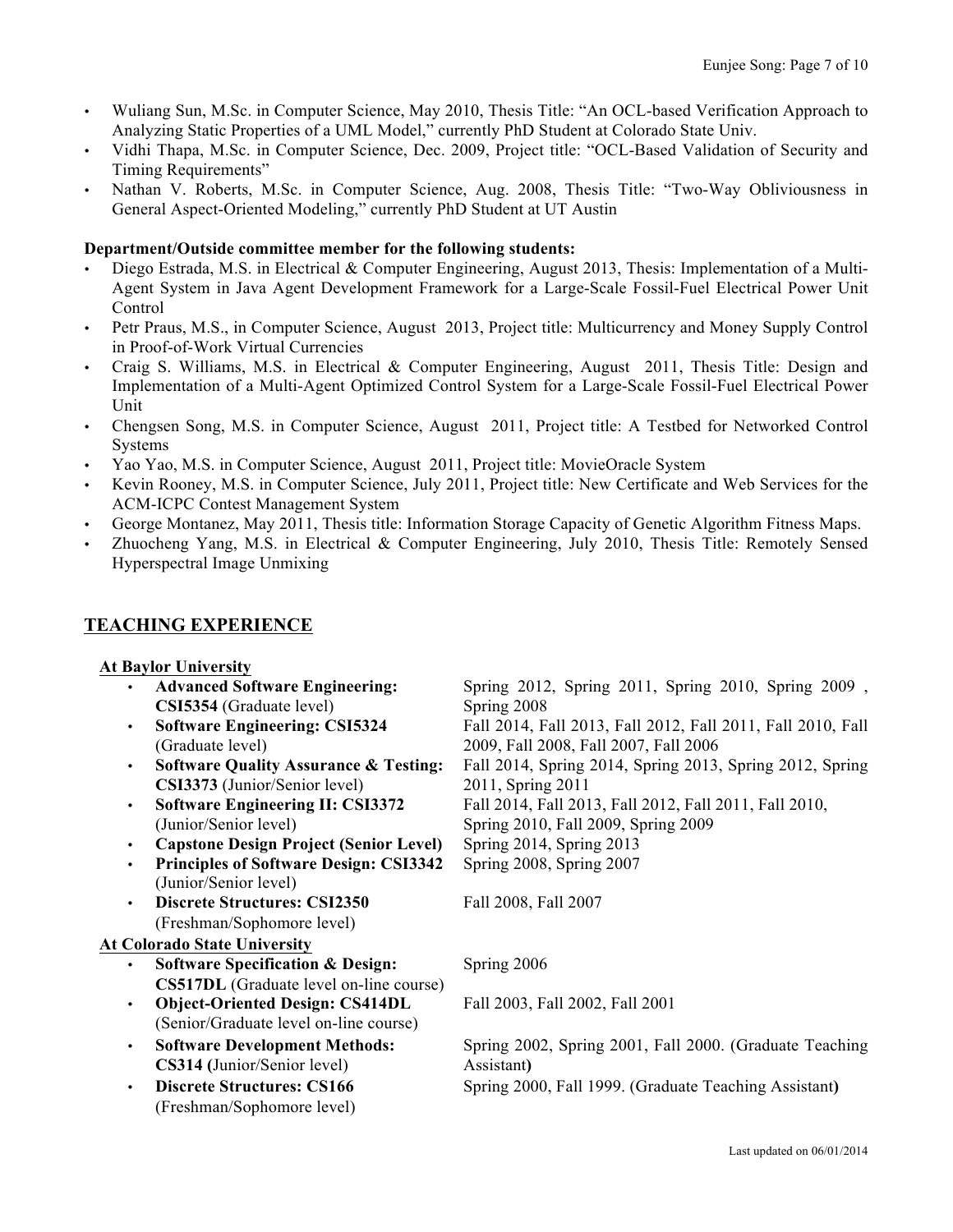- Wuliang Sun, M.Sc. in Computer Science, May 2010, Thesis Title: "An OCL-based Verification Approach to Analyzing Static Properties of a UML Model," currently PhD Student at Colorado State Univ.
- Vidhi Thapa, M.Sc. in Computer Science, Dec. 2009, Project title: "OCL-Based Validation of Security and Timing Requirements"
- Nathan V. Roberts, M.Sc. in Computer Science, Aug. 2008, Thesis Title: "Two-Way Obliviousness in General Aspect-Oriented Modeling," currently PhD Student at UT Austin

**Department/Outside committee member for the following students:**

- Diego Estrada, M.S. in Electrical & Computer Engineering, August 2013, Thesis: Implementation of a Multi-Agent System in Java Agent Development Framework for a Large-Scale Fossil-Fuel Electrical Power Unit Control
- Petr Praus, M.S., in Computer Science, August 2013, Project title: Multicurrency and Money Supply Control in Proof-of-Work Virtual Currencies
- Craig S. Williams, M.S. in Electrical & Computer Engineering, August 2011, Thesis Title: Design and Implementation of a Multi-Agent Optimized Control System for a Large-Scale Fossil-Fuel Electrical Power Unit
- Chengsen Song, M.S. in Computer Science, August 2011, Project title: A Testbed for Networked Control Systems
- Yao Yao, M.S. in Computer Science, August 2011, Project title: MovieOracle System
- Kevin Rooney, M.S. in Computer Science, July 2011, Project title: New Certificate and Web Services for the ACM-ICPC Contest Management System
- George Montanez, May 2011, Thesis title: Information Storage Capacity of Genetic Algorithm Fitness Maps.
- Zhuocheng Yang, M.S. in Electrical & Computer Engineering, July 2010, Thesis Title: Remotely Sensed Hyperspectral Image Unmixing

## TEACHING EXPERIENCE

**At Baylor University**

| Course | Semesters |
|---|---|
| **Advanced Software Engineering: CSI5354** (Graduate level) | Spring 2012, Spring 2011, Spring 2010, Spring 2009 , Spring 2008 |
| **Software Engineering: CSI5324** (Graduate level) | Fall 2014, Fall 2013, Fall 2012, Fall 2011, Fall 2010, Fall 2009, Fall 2008, Fall 2007, Fall 2006 |
| **Software Quality Assurance & Testing: CSI3373** (Junior/Senior level) | Fall 2014, Spring 2014, Spring 2013, Spring 2012, Spring 2011, Spring 2011 |
| **Software Engineering II: CSI3372** (Junior/Senior level) | Fall 2014, Fall 2013, Fall 2012, Fall 2011, Fall 2010, Spring 2010, Fall 2009, Spring 2009 |
| **Capstone Design Project (Senior Level)** | Spring 2014, Spring 2013 |
| **Principles of Software Design: CSI3342** (Junior/Senior level) | Spring 2008, Spring 2007 |
| **Discrete Structures: CSI2350** (Freshman/Sophomore level) | Fall 2008, Fall 2007 |

**At Colorado State University**

| Course | Semesters |
|---|---|
| **Software Specification & Design: CS517DL** (Graduate level on-line course) | Spring 2006 |
| **Object-Oriented Design: CS414DL** (Senior/Graduate level on-line course) | Fall 2003, Fall 2002, Fall 2001 |
| **Software Development Methods: CS314 (**Junior/Senior level) | Spring 2002, Spring 2001, Fall 2000. (Graduate Teaching Assistant**)** |
| **Discrete Structures: CS166** (Freshman/Sophomore level) | Spring 2000, Fall 1999. (Graduate Teaching Assistant**)** |

Last updated on 06/01/2014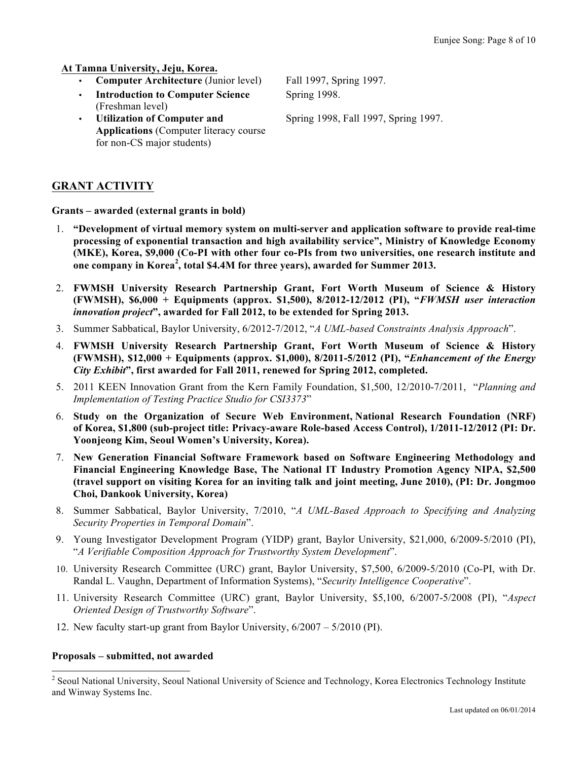**At Tamna University, Jeju, Korea.**

- **Computer Architecture** (Junior level) — Fall 1997, Spring 1997.
- **Introduction to Computer Science** (Freshman level) — Spring 1998.
- **Utilization of Computer and Applications** (Computer literacy course for non-CS major students) — Spring 1998, Fall 1997, Spring 1997.

## GRANT ACTIVITY

**Grants – awarded (external grants in bold)**

1. **"Development of virtual memory system on multi-server and application software to provide real-time processing of exponential transaction and high availability service", Ministry of Knowledge Economy (MKE), Korea, $9,000 (Co-PI with other four co-PIs from two universities, one research institute and one company in Korea[2], total $4.4M for three years), awarded for Summer 2013.**
2. **FWMSH University Research Partnership Grant, Fort Worth Museum of Science & History (FWMSH), $6,000 + Equipments (approx. $1,500), 8/2012-12/2012 (PI), "*FWMSH user interaction innovation project*", awarded for Fall 2012, to be extended for Spring 2013.**
3. Summer Sabbatical, Baylor University, 6/2012-7/2012, "*A UML-based Constraints Analysis Approach*".
4. **FWMSH University Research Partnership Grant, Fort Worth Museum of Science & History (FWMSH), $12,000 + Equipments (approx. $1,000), 8/2011-5/2012 (PI), "*Enhancement of the Energy City Exhibit*", first awarded for Fall 2011, renewed for Spring 2012, completed.**
5. 2011 KEEN Innovation Grant from the Kern Family Foundation, $1,500, 12/2010-7/2011, "*Planning and Implementation of Testing Practice Studio for CSI3373*"
6. **Study on the Organization of Secure Web Environment, National Research Foundation (NRF) of Korea, $1,800 (sub-project title: Privacy-aware Role-based Access Control), 1/2011-12/2012 (PI: Dr. Yoonjeong Kim, Seoul Women's University, Korea).**
7. **New Generation Financial Software Framework based on Software Engineering Methodology and Financial Engineering Knowledge Base, The National IT Industry Promotion Agency NIPA, $2,500 (travel support on visiting Korea for an inviting talk and joint meeting, June 2010), (PI: Dr. Jongmoo Choi, Dankook University, Korea)**
8. Summer Sabbatical, Baylor University, 7/2010, "*A UML-Based Approach to Specifying and Analyzing Security Properties in Temporal Domain*".
9. Young Investigator Development Program (YIDP) grant, Baylor University, $21,000, 6/2009-5/2010 (PI), "*A Verifiable Composition Approach for Trustworthy System Development*".
10. University Research Committee (URC) grant, Baylor University, $7,500, 6/2009-5/2010 (Co-PI, with Dr. Randal L. Vaughn, Department of Information Systems), "*Security Intelligence Cooperative*".
11. University Research Committee (URC) grant, Baylor University, $5,100, 6/2007-5/2008 (PI), "*Aspect Oriented Design of Trustworthy Software*".
12. New faculty start-up grant from Baylor University, 6/2007 – 5/2010 (PI).

**Proposals – submitted, not awarded**

[2] Seoul National University, Seoul National University of Science and Technology, Korea Electronics Technology Institute and Winway Systems Inc.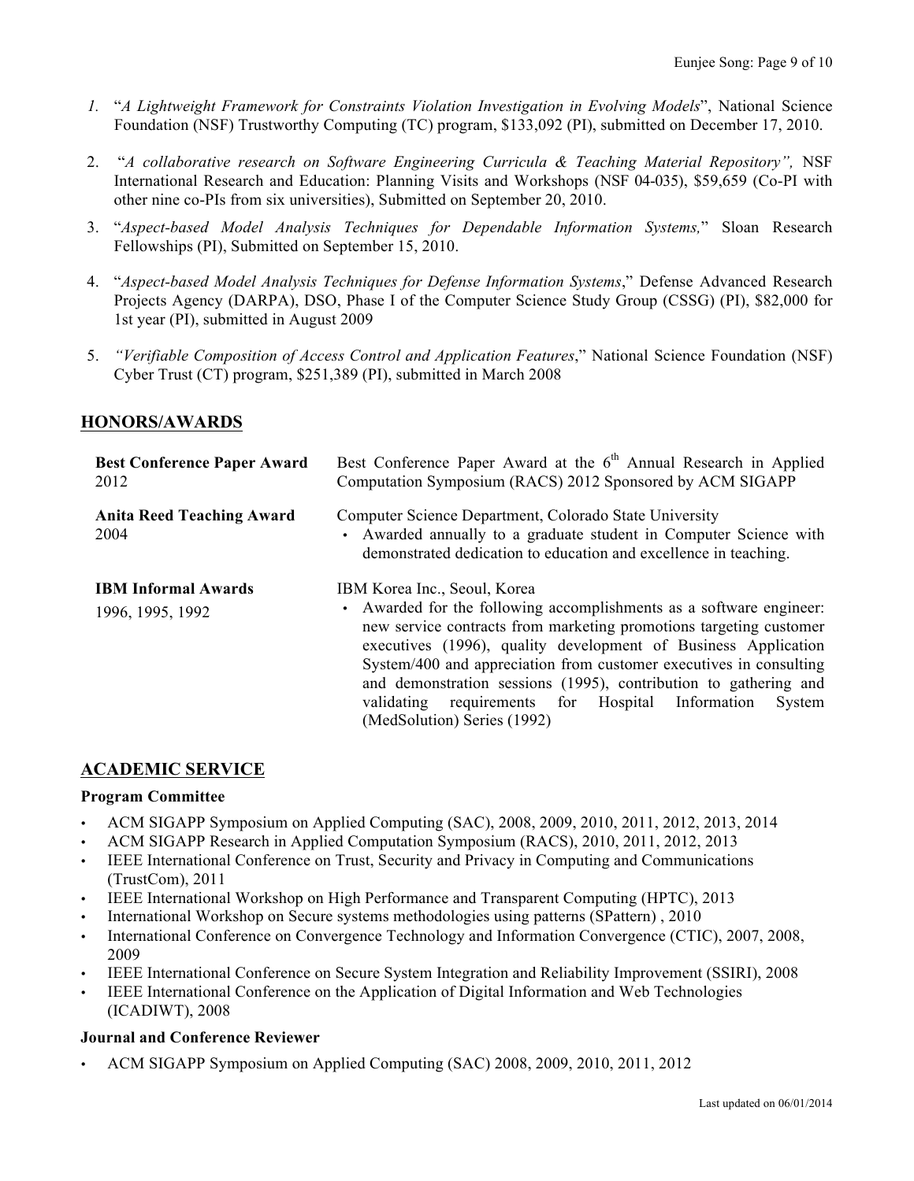1. "*A Lightweight Framework for Constraints Violation Investigation in Evolving Models*", National Science Foundation (NSF) Trustworthy Computing (TC) program, $133,092 (PI), submitted on December 17, 2010.

2. "*A collaborative research on Software Engineering Curricula & Teaching Material Repository",* NSF International Research and Education: Planning Visits and Workshops (NSF 04-035), $59,659 (Co-PI with other nine co-PIs from six universities), Submitted on September 20, 2010.

3. "*Aspect-based Model Analysis Techniques for Dependable Information Systems,*" Sloan Research Fellowships (PI), Submitted on September 15, 2010.

4. "*Aspect-based Model Analysis Techniques for Defense Information Systems*," Defense Advanced Research Projects Agency (DARPA), DSO, Phase I of the Computer Science Study Group (CSSG) (PI), $82,000 for 1st year (PI), submitted in August 2009

5. *"Verifiable Composition of Access Control and Application Features*," National Science Foundation (NSF) Cyber Trust (CT) program, $251,389 (PI), submitted in March 2008

## HONORS/AWARDS

**Best Conference Paper Award**
2012

Best Conference Paper Award at the 6th Annual Research in Applied Computation Symposium (RACS) 2012 Sponsored by ACM SIGAPP

**Anita Reed Teaching Award**
2004

Computer Science Department, Colorado State University

- Awarded annually to a graduate student in Computer Science with demonstrated dedication to education and excellence in teaching.

**IBM Informal Awards**
1996, 1995, 1992

IBM Korea Inc., Seoul, Korea

- Awarded for the following accomplishments as a software engineer: new service contracts from marketing promotions targeting customer executives (1996), quality development of Business Application System/400 and appreciation from customer executives in consulting and demonstration sessions (1995), contribution to gathering and validating requirements for Hospital Information System (MedSolution) Series (1992)

## ACADEMIC SERVICE

### Program Committee

- ACM SIGAPP Symposium on Applied Computing (SAC), 2008, 2009, 2010, 2011, 2012, 2013, 2014
- ACM SIGAPP Research in Applied Computation Symposium (RACS), 2010, 2011, 2012, 2013
- IEEE International Conference on Trust, Security and Privacy in Computing and Communications (TrustCom), 2011
- IEEE International Workshop on High Performance and Transparent Computing (HPTC), 2013
- International Workshop on Secure systems methodologies using patterns (SPattern) , 2010
- International Conference on Convergence Technology and Information Convergence (CTIC), 2007, 2008, 2009
- IEEE International Conference on Secure System Integration and Reliability Improvement (SSIRI), 2008
- IEEE International Conference on the Application of Digital Information and Web Technologies (ICADIWT), 2008

### Journal and Conference Reviewer

- ACM SIGAPP Symposium on Applied Computing (SAC) 2008, 2009, 2010, 2011, 2012

Last updated on 06/01/2014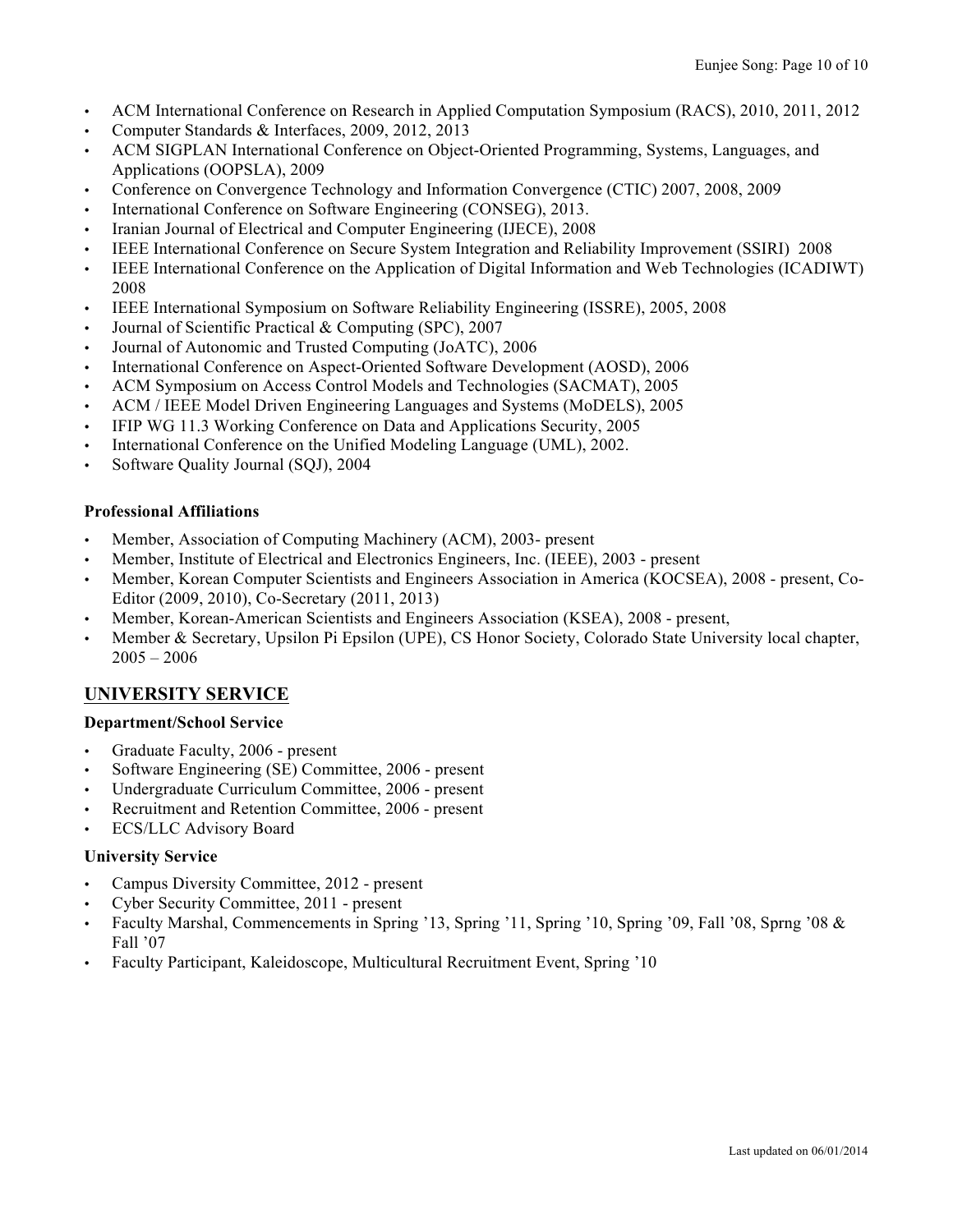- ACM International Conference on Research in Applied Computation Symposium (RACS), 2010, 2011, 2012
- Computer Standards & Interfaces, 2009, 2012, 2013
- ACM SIGPLAN International Conference on Object-Oriented Programming, Systems, Languages, and Applications (OOPSLA), 2009
- Conference on Convergence Technology and Information Convergence (CTIC) 2007, 2008, 2009
- International Conference on Software Engineering (CONSEG), 2013.
- Iranian Journal of Electrical and Computer Engineering (IJECE), 2008
- IEEE International Conference on Secure System Integration and Reliability Improvement (SSIRI) 2008
- IEEE International Conference on the Application of Digital Information and Web Technologies (ICADIWT) 2008
- IEEE International Symposium on Software Reliability Engineering (ISSRE), 2005, 2008
- Journal of Scientific Practical & Computing (SPC), 2007
- Journal of Autonomic and Trusted Computing (JoATC), 2006
- International Conference on Aspect-Oriented Software Development (AOSD), 2006
- ACM Symposium on Access Control Models and Technologies (SACMAT), 2005
- ACM / IEEE Model Driven Engineering Languages and Systems (MoDELS), 2005
- IFIP WG 11.3 Working Conference on Data and Applications Security, 2005
- International Conference on the Unified Modeling Language (UML), 2002.
- Software Quality Journal (SQJ), 2004

**Professional Affiliations**

- Member, Association of Computing Machinery (ACM), 2003- present
- Member, Institute of Electrical and Electronics Engineers, Inc. (IEEE), 2003 - present
- Member, Korean Computer Scientists and Engineers Association in America (KOCSEA), 2008 - present, Co-Editor (2009, 2010), Co-Secretary (2011, 2013)
- Member, Korean-American Scientists and Engineers Association (KSEA), 2008 - present,
- Member & Secretary, Upsilon Pi Epsilon (UPE), CS Honor Society, Colorado State University local chapter, 2005 – 2006

## UNIVERSITY SERVICE

**Department/School Service**

- Graduate Faculty, 2006 - present
- Software Engineering (SE) Committee, 2006 - present
- Undergraduate Curriculum Committee, 2006 - present
- Recruitment and Retention Committee, 2006 - present
- ECS/LLC Advisory Board

**University Service**

- Campus Diversity Committee, 2012 - present
- Cyber Security Committee, 2011 - present
- Faculty Marshal, Commencements in Spring '13, Spring '11, Spring '10, Spring '09, Fall '08, Sprng '08 & Fall '07
- Faculty Participant, Kaleidoscope, Multicultural Recruitment Event, Spring '10

Last updated on 06/01/2014